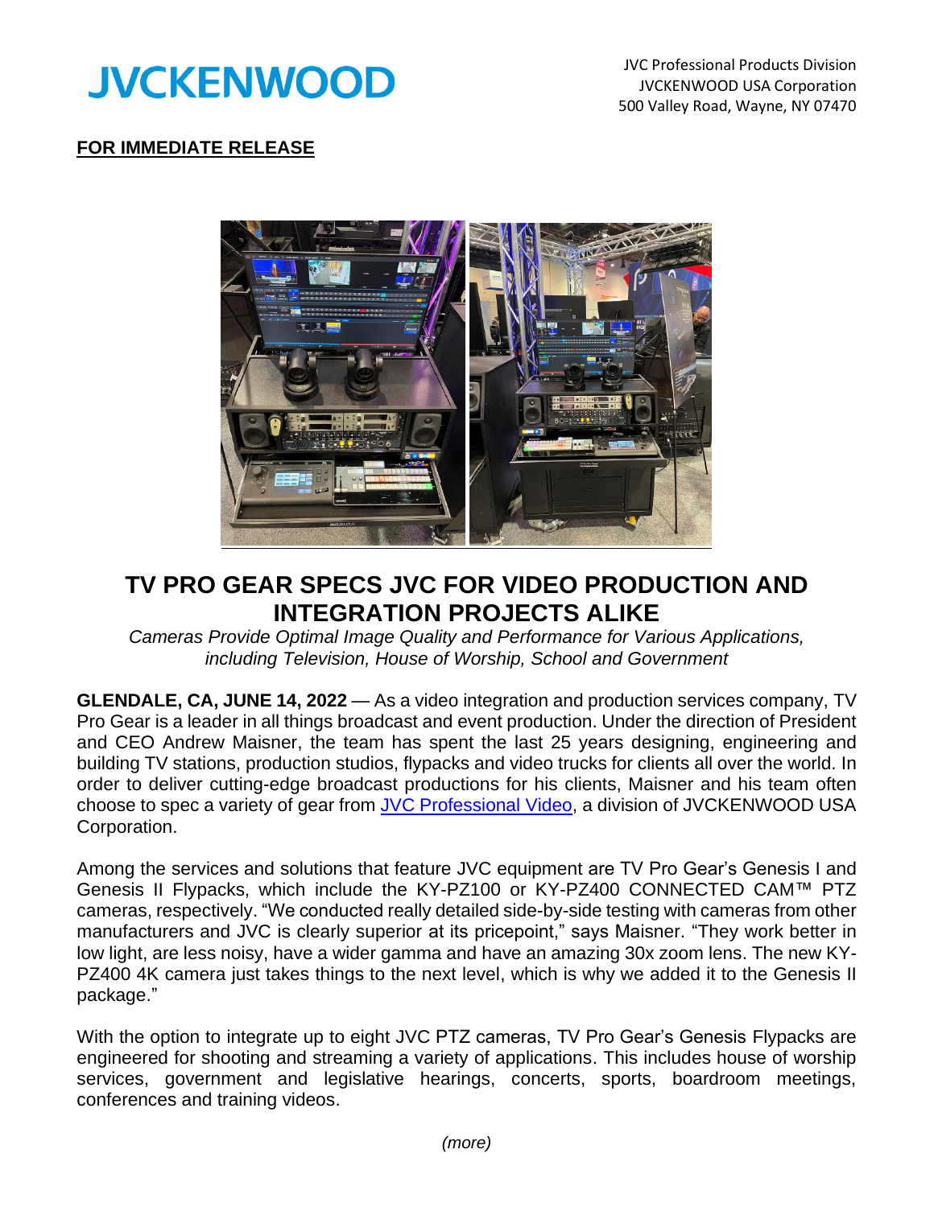JVCKENWOOD

JVC Professional Products Division
JVCKENWOOD USA Corporation
500 Valley Road, Wayne, NY 07470

**FOR IMMEDIATE RELEASE**

# TV PRO GEAR SPECS JVC FOR VIDEO PRODUCTION AND INTEGRATION PROJECTS ALIKE

*Cameras Provide Optimal Image Quality and Performance for Various Applications, including Television, House of Worship, School and Government*

**GLENDALE, CA, JUNE 14, 2022** — As a video integration and production services company, TV Pro Gear is a leader in all things broadcast and event production. Under the direction of President and CEO Andrew Maisner, the team has spent the last 25 years designing, engineering and building TV stations, production studios, flypacks and video trucks for clients all over the world. In order to deliver cutting-edge broadcast productions for his clients, Maisner and his team often choose to spec a variety of gear from JVC Professional Video, a division of JVCKENWOOD USA Corporation.

Among the services and solutions that feature JVC equipment are TV Pro Gear's Genesis I and Genesis II Flypacks, which include the KY-PZ100 or KY-PZ400 CONNECTED CAM™ PTZ cameras, respectively. "We conducted really detailed side-by-side testing with cameras from other manufacturers and JVC is clearly superior at its pricepoint," says Maisner. "They work better in low light, are less noisy, have a wider gamma and have an amazing 30x zoom lens. The new KY-PZ400 4K camera just takes things to the next level, which is why we added it to the Genesis II package."

With the option to integrate up to eight JVC PTZ cameras, TV Pro Gear's Genesis Flypacks are engineered for shooting and streaming a variety of applications. This includes house of worship services, government and legislative hearings, concerts, sports, boardroom meetings, conferences and training videos.

*(more)*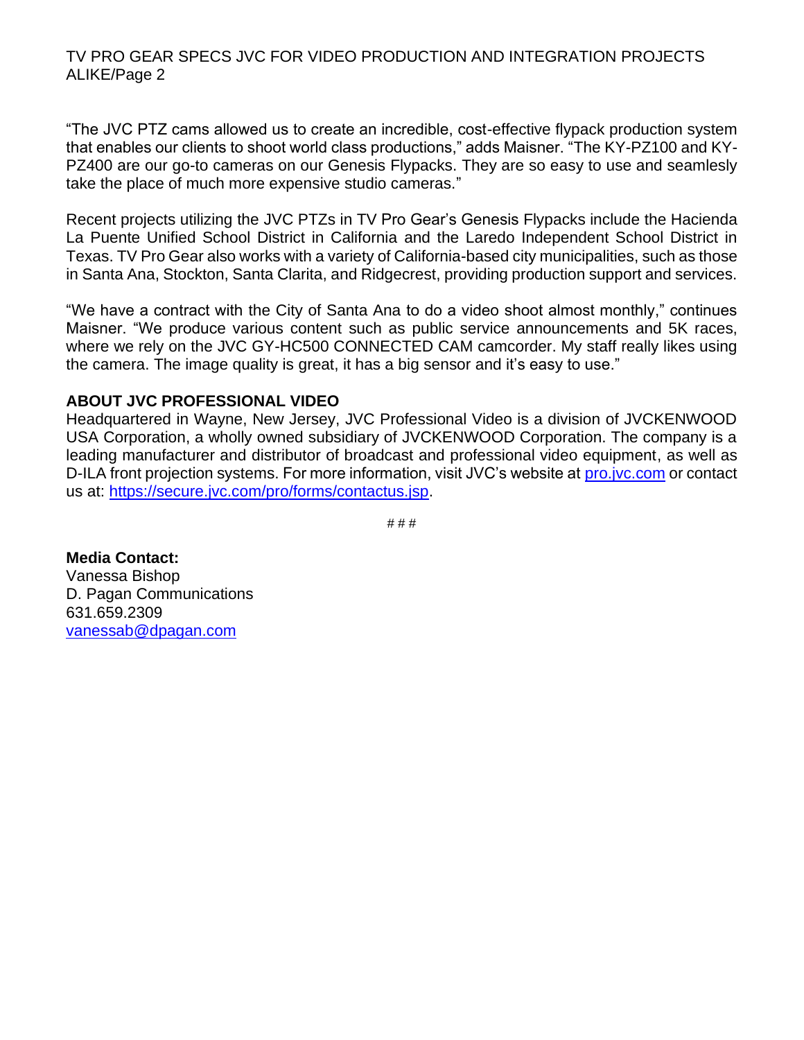"The JVC PTZ cams allowed us to create an incredible, cost-effective flypack production system that enables our clients to shoot world class productions," adds Maisner. "The KY-PZ100 and KY-PZ400 are our go-to cameras on our Genesis Flypacks. They are so easy to use and seamlesly take the place of much more expensive studio cameras."

Recent projects utilizing the JVC PTZs in TV Pro Gear's Genesis Flypacks include the Hacienda La Puente Unified School District in California and the Laredo Independent School District in Texas. TV Pro Gear also works with a variety of California-based city municipalities, such as those in Santa Ana, Stockton, Santa Clarita, and Ridgecrest, providing production support and services.

"We have a contract with the City of Santa Ana to do a video shoot almost monthly," continues Maisner. "We produce various content such as public service announcements and 5K races, where we rely on the JVC GY-HC500 CONNECTED CAM camcorder. My staff really likes using the camera. The image quality is great, it has a big sensor and it's easy to use."

**ABOUT JVC PROFESSIONAL VIDEO**

Headquartered in Wayne, New Jersey, JVC Professional Video is a division of JVCKENWOOD USA Corporation, a wholly owned subsidiary of JVCKENWOOD Corporation. The company is a leading manufacturer and distributor of broadcast and professional video equipment, as well as D-ILA front projection systems. For more information, visit JVC's website at [pro.jvc.com](pro.jvc.com) or contact us at: [https://secure.jvc.com/pro/forms/contactus.jsp](https://secure.jvc.com/pro/forms/contactus.jsp).

# # #

**Media Contact:**
Vanessa Bishop
D. Pagan Communications
631.659.2309
[vanessab@dpagan.com](mailto:vanessab@dpagan.com)